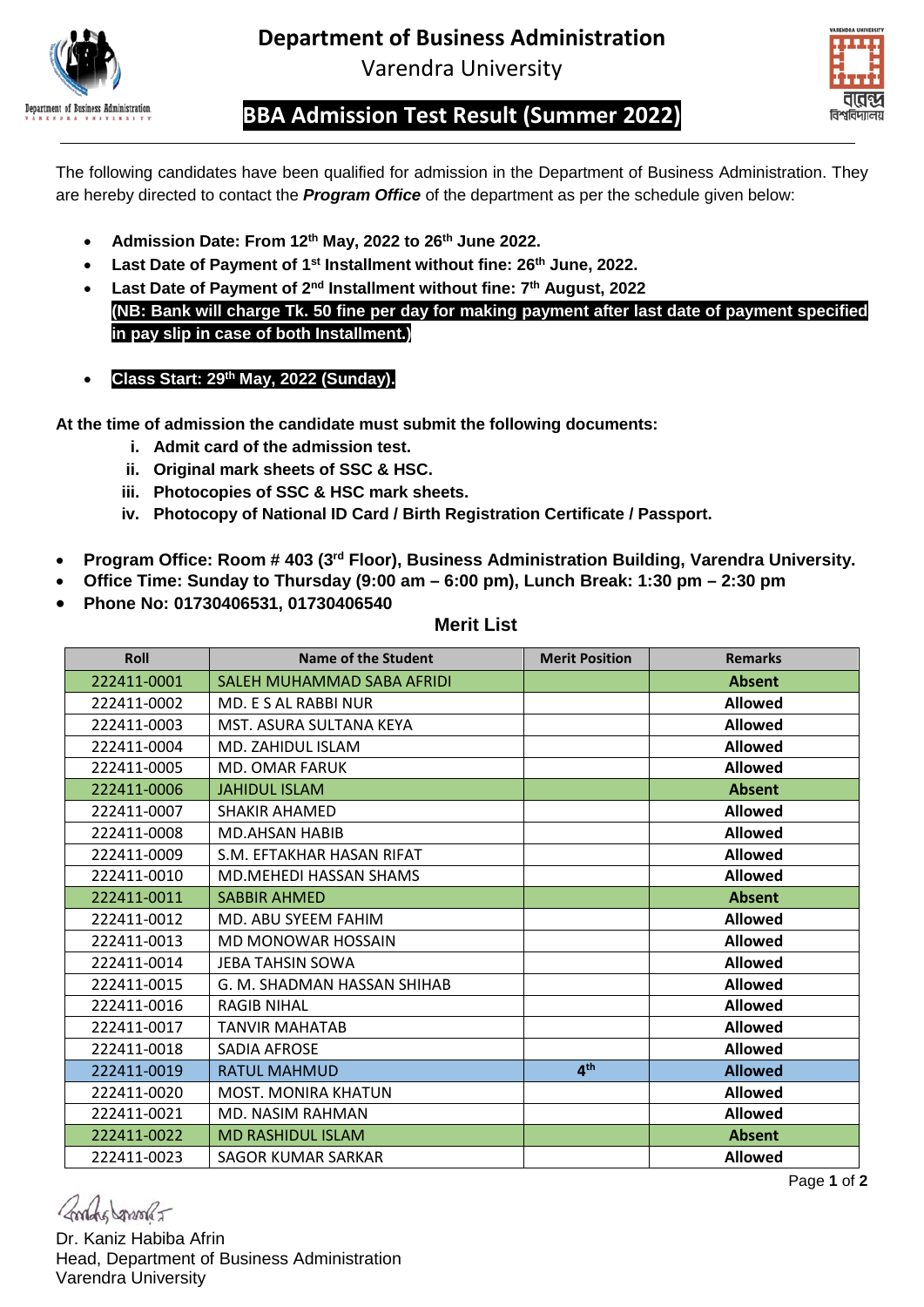# Department of Business Administration

Varendra University

## BBA Admission Test Result (Summer 2022)

The following candidates have been qualified for admission in the Department of Business Administration. They are hereby directed to contact the ***Program Office*** of the department as per the schedule given below:

- **Admission Date: From 12th May, 2022 to 26th June 2022.**
- **Last Date of Payment of 1st Installment without fine: 26th June, 2022.**
- **Last Date of Payment of 2nd Installment without fine: 7th August, 2022**
  **(NB: Bank will charge Tk. 50 fine per day for making payment after last date of payment specified in pay slip in case of both Installment.)**
- **Class Start: 29th May, 2022 (Sunday).**

**At the time of admission the candidate must submit the following documents:**

i. **Admit card of the admission test.**
ii. **Original mark sheets of SSC & HSC.**
iii. **Photocopies of SSC & HSC mark sheets.**
iv. **Photocopy of National ID Card / Birth Registration Certificate / Passport.**

- **Program Office: Room # 403 (3rd Floor), Business Administration Building, Varendra University.**
- **Office Time: Sunday to Thursday (9:00 am – 6:00 pm), Lunch Break: 1:30 pm – 2:30 pm**
- **Phone No: 01730406531, 01730406540**

### Merit List

| Roll | Name of the Student | Merit Position | Remarks |
|---|---|---|---|
| 222411-0001 | SALEH MUHAMMAD SABA AFRIDI | | **Absent** |
| 222411-0002 | MD. E S AL RABBI NUR | | **Allowed** |
| 222411-0003 | MST. ASURA SULTANA KEYA | | **Allowed** |
| 222411-0004 | MD. ZAHIDUL ISLAM | | **Allowed** |
| 222411-0005 | MD. OMAR FARUK | | **Allowed** |
| 222411-0006 | JAHIDUL ISLAM | | **Absent** |
| 222411-0007 | SHAKIR AHAMED | | **Allowed** |
| 222411-0008 | MD.AHSAN HABIB | | **Allowed** |
| 222411-0009 | S.M. EFTAKHAR HASAN RIFAT | | **Allowed** |
| 222411-0010 | MD.MEHEDI HASSAN SHAMS | | **Allowed** |
| 222411-0011 | SABBIR AHMED | | **Absent** |
| 222411-0012 | MD. ABU SYEEM FAHIM | | **Allowed** |
| 222411-0013 | MD MONOWAR HOSSAIN | | **Allowed** |
| 222411-0014 | JEBA TAHSIN SOWA | | **Allowed** |
| 222411-0015 | G. M. SHADMAN HASSAN SHIHAB | | **Allowed** |
| 222411-0016 | RAGIB NIHAL | | **Allowed** |
| 222411-0017 | TANVIR MAHATAB | | **Allowed** |
| 222411-0018 | SADIA AFROSE | | **Allowed** |
| 222411-0019 | RATUL MAHMUD | **4th** | **Allowed** |
| 222411-0020 | MOST. MONIRA KHATUN | | **Allowed** |
| 222411-0021 | MD. NASIM RAHMAN | | **Allowed** |
| 222411-0022 | MD RASHIDUL ISLAM | | **Absent** |
| 222411-0023 | SAGOR KUMAR SARKAR | | **Allowed** |

Dr. Kaniz Habiba Afrin
Head, Department of Business Administration
Varendra University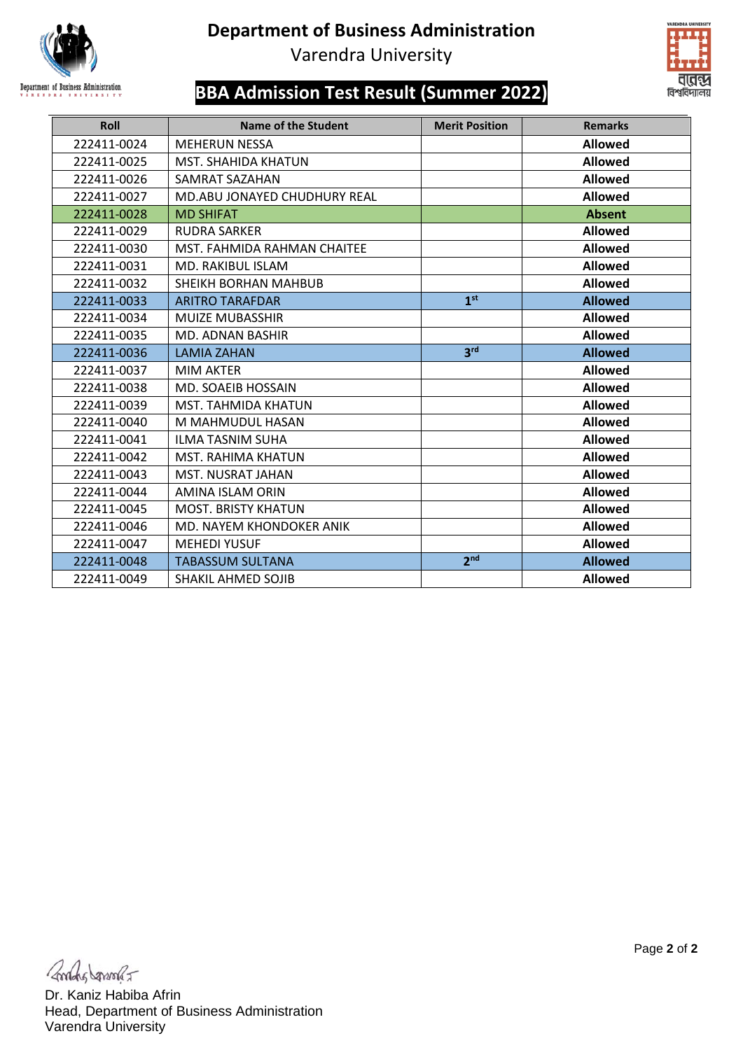# Department of Business Administration

Varendra University

## BBA Admission Test Result (Summer 2022)

| Roll | Name of the Student | Merit Position | Remarks |
|---|---|---|---|
| 222411-0024 | MEHERUN NESSA | | **Allowed** |
| 222411-0025 | MST. SHAHIDA KHATUN | | **Allowed** |
| 222411-0026 | SAMRAT SAZAHAN | | **Allowed** |
| 222411-0027 | MD.ABU JONAYED CHUDHURY REAL | | **Allowed** |
| 222411-0028 | MD SHIFAT | | **Absent** |
| 222411-0029 | RUDRA SARKER | | **Allowed** |
| 222411-0030 | MST. FAHMIDA RAHMAN CHAITEE | | **Allowed** |
| 222411-0031 | MD. RAKIBUL ISLAM | | **Allowed** |
| 222411-0032 | SHEIKH BORHAN MAHBUB | | **Allowed** |
| 222411-0033 | ARITRO TARAFDAR | **1st** | **Allowed** |
| 222411-0034 | MUIZE MUBASSHIR | | **Allowed** |
| 222411-0035 | MD. ADNAN BASHIR | | **Allowed** |
| 222411-0036 | LAMIA ZAHAN | **3rd** | **Allowed** |
| 222411-0037 | MIM AKTER | | **Allowed** |
| 222411-0038 | MD. SOAEIB HOSSAIN | | **Allowed** |
| 222411-0039 | MST. TAHMIDA KHATUN | | **Allowed** |
| 222411-0040 | M MAHMUDUL HASAN | | **Allowed** |
| 222411-0041 | ILMA TASNIM SUHA | | **Allowed** |
| 222411-0042 | MST. RAHIMA KHATUN | | **Allowed** |
| 222411-0043 | MST. NUSRAT JAHAN | | **Allowed** |
| 222411-0044 | AMINA ISLAM ORIN | | **Allowed** |
| 222411-0045 | MOST. BRISTY KHATUN | | **Allowed** |
| 222411-0046 | MD. NAYEM KHONDOKER ANIK | | **Allowed** |
| 222411-0047 | MEHEDI YUSUF | | **Allowed** |
| 222411-0048 | TABASSUM SULTANA | **2nd** | **Allowed** |
| 222411-0049 | SHAKIL AHMED SOJIB | | **Allowed** |

Dr. Kaniz Habiba Afrin
Head, Department of Business Administration
Varendra University